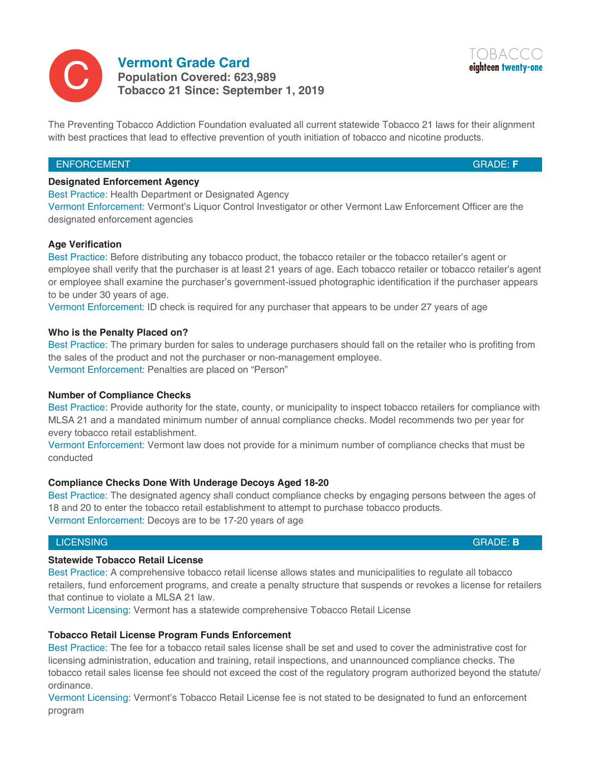C

# Vermont Grade Card

**Population Covered: 623,989**
**Tobacco 21 Since: September 1, 2019**

TOBACCO
~~eighteen~~ twenty-one

The Preventing Tobacco Addiction Foundation evaluated all current statewide Tobacco 21 laws for their alignment with best practices that lead to effective prevention of youth initiation of tobacco and nicotine products.

## ENFORCEMENT — GRADE: F

### Designated Enforcement Agency

Best Practice: Health Department or Designated Agency

Vermont Enforcement: Vermont's Liquor Control Investigator or other Vermont Law Enforcement Officer are the designated enforcement agencies

### Age Verification

Best Practice: Before distributing any tobacco product, the tobacco retailer or the tobacco retailer's agent or employee shall verify that the purchaser is at least 21 years of age. Each tobacco retailer or tobacco retailer's agent or employee shall examine the purchaser's government-issued photographic identification if the purchaser appears to be under 30 years of age.

Vermont Enforcement: ID check is required for any purchaser that appears to be under 27 years of age

### Who is the Penalty Placed on?

Best Practice: The primary burden for sales to underage purchasers should fall on the retailer who is profiting from the sales of the product and not the purchaser or non-management employee.

Vermont Enforcement: Penalties are placed on "Person"

### Number of Compliance Checks

Best Practice: Provide authority for the state, county, or municipality to inspect tobacco retailers for compliance with MLSA 21 and a mandated minimum number of annual compliance checks. Model recommends two per year for every tobacco retail establishment.

Vermont Enforcement: Vermont law does not provide for a minimum number of compliance checks that must be conducted

### Compliance Checks Done With Underage Decoys Aged 18-20

Best Practice: The designated agency shall conduct compliance checks by engaging persons between the ages of 18 and 20 to enter the tobacco retail establishment to attempt to purchase tobacco products.

Vermont Enforcement: Decoys are to be 17-20 years of age

## LICENSING — GRADE: B

### Statewide Tobacco Retail License

Best Practice: A comprehensive tobacco retail license allows states and municipalities to regulate all tobacco retailers, fund enforcement programs, and create a penalty structure that suspends or revokes a license for retailers that continue to violate a MLSA 21 law.

Vermont Licensing: Vermont has a statewide comprehensive Tobacco Retail License

### Tobacco Retail License Program Funds Enforcement

Best Practice: The fee for a tobacco retail sales license shall be set and used to cover the administrative cost for licensing administration, education and training, retail inspections, and unannounced compliance checks. The tobacco retail sales license fee should not exceed the cost of the regulatory program authorized beyond the statute/ordinance.

Vermont Licensing: Vermont's Tobacco Retail License fee is not stated to be designated to fund an enforcement program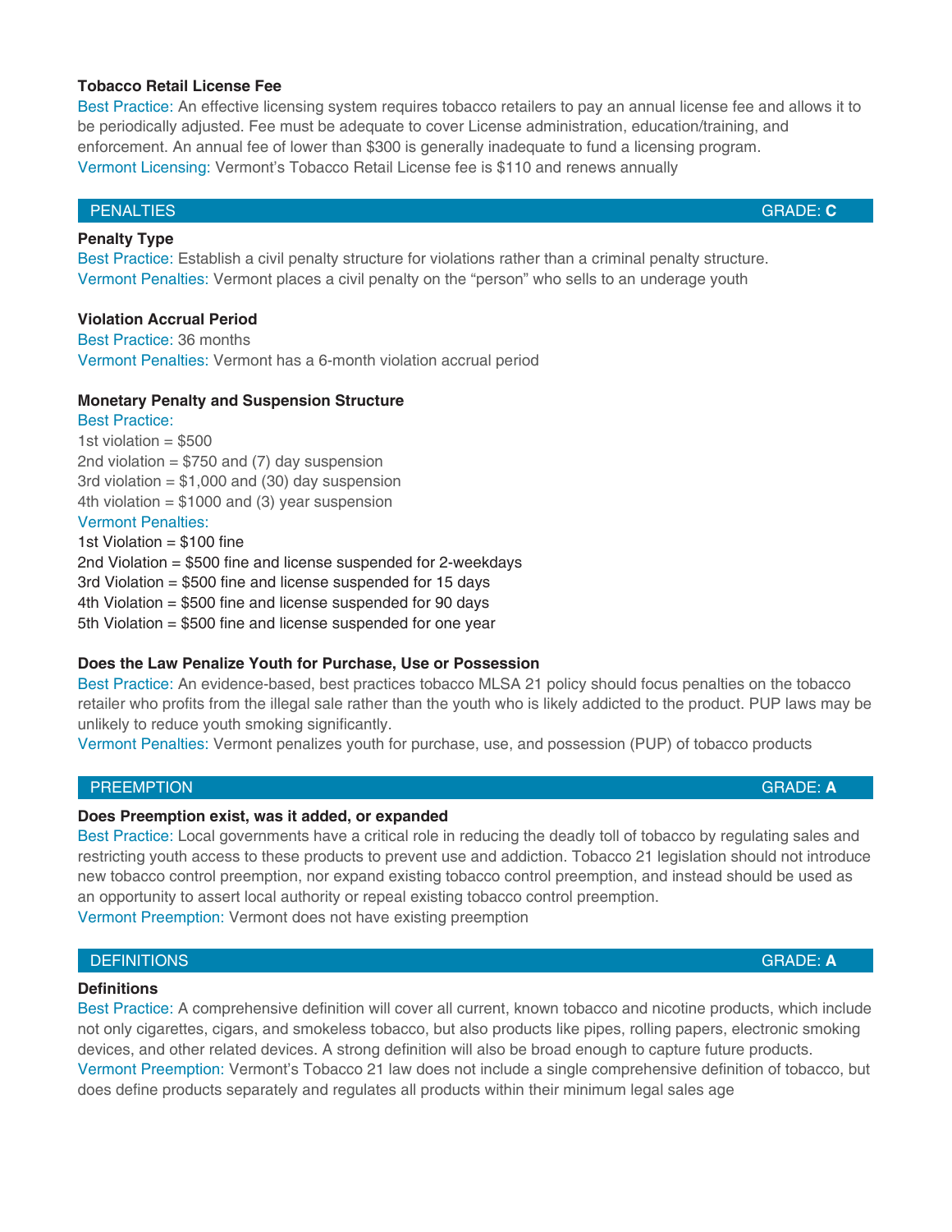**Tobacco Retail License Fee**

Best Practice: An effective licensing system requires tobacco retailers to pay an annual license fee and allows it to be periodically adjusted. Fee must be adequate to cover License administration, education/training, and enforcement. An annual fee of lower than $300 is generally inadequate to fund a licensing program.
Vermont Licensing: Vermont's Tobacco Retail License fee is $110 and renews annually

## PENALTIES — GRADE: C

**Penalty Type**

Best Practice: Establish a civil penalty structure for violations rather than a criminal penalty structure.
Vermont Penalties: Vermont places a civil penalty on the "person" who sells to an underage youth

**Violation Accrual Period**

Best Practice: 36 months
Vermont Penalties: Vermont has a 6-month violation accrual period

**Monetary Penalty and Suspension Structure**

Best Practice:
1st violation = $500
2nd violation = $750 and (7) day suspension
3rd violation = $1,000 and (30) day suspension
4th violation = $1000 and (3) year suspension

Vermont Penalties:
1st Violation = $100 fine
2nd Violation = $500 fine and license suspended for 2-weekdays
3rd Violation = $500 fine and license suspended for 15 days
4th Violation = $500 fine and license suspended for 90 days
5th Violation = $500 fine and license suspended for one year

**Does the Law Penalize Youth for Purchase, Use or Possession**

Best Practice: An evidence-based, best practices tobacco MLSA 21 policy should focus penalties on the tobacco retailer who profits from the illegal sale rather than the youth who is likely addicted to the product. PUP laws may be unlikely to reduce youth smoking significantly.
Vermont Penalties: Vermont penalizes youth for purchase, use, and possession (PUP) of tobacco products

## PREEMPTION — GRADE: A

**Does Preemption exist, was it added, or expanded**

Best Practice: Local governments have a critical role in reducing the deadly toll of tobacco by regulating sales and restricting youth access to these products to prevent use and addiction. Tobacco 21 legislation should not introduce new tobacco control preemption, nor expand existing tobacco control preemption, and instead should be used as an opportunity to assert local authority or repeal existing tobacco control preemption.
Vermont Preemption: Vermont does not have existing preemption

## DEFINITIONS — GRADE: A

**Definitions**

Best Practice: A comprehensive definition will cover all current, known tobacco and nicotine products, which include not only cigarettes, cigars, and smokeless tobacco, but also products like pipes, rolling papers, electronic smoking devices, and other related devices. A strong definition will also be broad enough to capture future products.
Vermont Preemption: Vermont's Tobacco 21 law does not include a single comprehensive definition of tobacco, but does define products separately and regulates all products within their minimum legal sales age